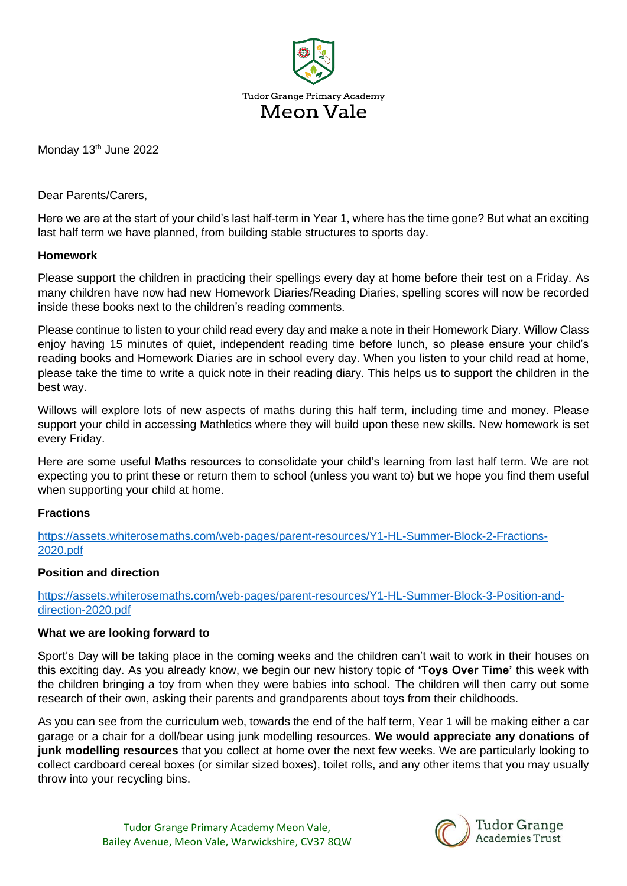Tudor Grange Primary Academy

# Meon Vale

Monday 13th June 2022

Dear Parents/Carers,

Here we are at the start of your child's last half-term in Year 1, where has the time gone? But what an exciting last half term we have planned, from building stable structures to sports day.

**Homework**

Please support the children in practicing their spellings every day at home before their test on a Friday. As many children have now had new Homework Diaries/Reading Diaries, spelling scores will now be recorded inside these books next to the children's reading comments.

Please continue to listen to your child read every day and make a note in their Homework Diary. Willow Class enjoy having 15 minutes of quiet, independent reading time before lunch, so please ensure your child's reading books and Homework Diaries are in school every day. When you listen to your child read at home, please take the time to write a quick note in their reading diary. This helps us to support the children in the best way.

Willows will explore lots of new aspects of maths during this half term, including time and money. Please support your child in accessing Mathletics where they will build upon these new skills. New homework is set every Friday.

Here are some useful Maths resources to consolidate your child's learning from last half term. We are not expecting you to print these or return them to school (unless you want to) but we hope you find them useful when supporting your child at home.

**Fractions**

https://assets.whiterosemaths.com/web-pages/parent-resources/Y1-HL-Summer-Block-2-Fractions-2020.pdf

**Position and direction**

https://assets.whiterosemaths.com/web-pages/parent-resources/Y1-HL-Summer-Block-3-Position-and-direction-2020.pdf

**What we are looking forward to**

Sport's Day will be taking place in the coming weeks and the children can't wait to work in their houses on this exciting day. As you already know, we begin our new history topic of **'Toys Over Time'** this week with the children bringing a toy from when they were babies into school. The children will then carry out some research of their own, asking their parents and grandparents about toys from their childhoods.

As you can see from the curriculum web, towards the end of the half term, Year 1 will be making either a car garage or a chair for a doll/bear using junk modelling resources. **We would appreciate any donations of junk modelling resources** that you collect at home over the next few weeks. We are particularly looking to collect cardboard cereal boxes (or similar sized boxes), toilet rolls, and any other items that you may usually throw into your recycling bins.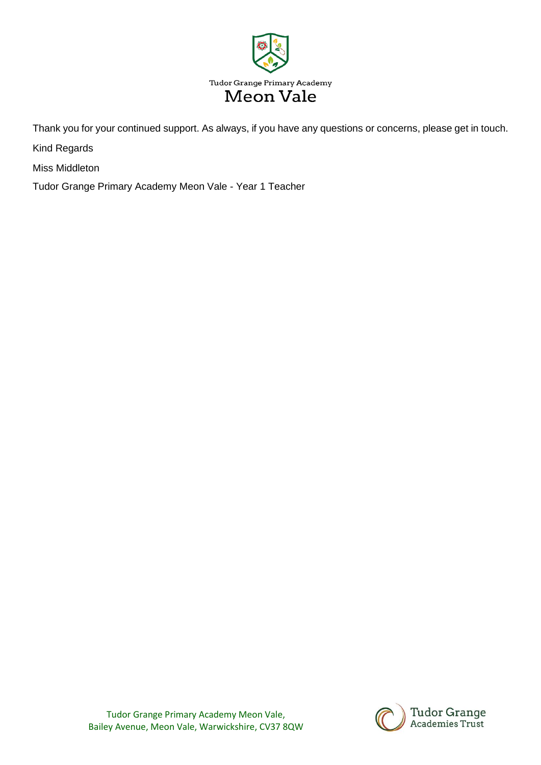Thank you for your continued support. As always, if you have any questions or concerns, please get in touch.

Kind Regards

Miss Middleton

Tudor Grange Primary Academy Meon Vale - Year 1 Teacher